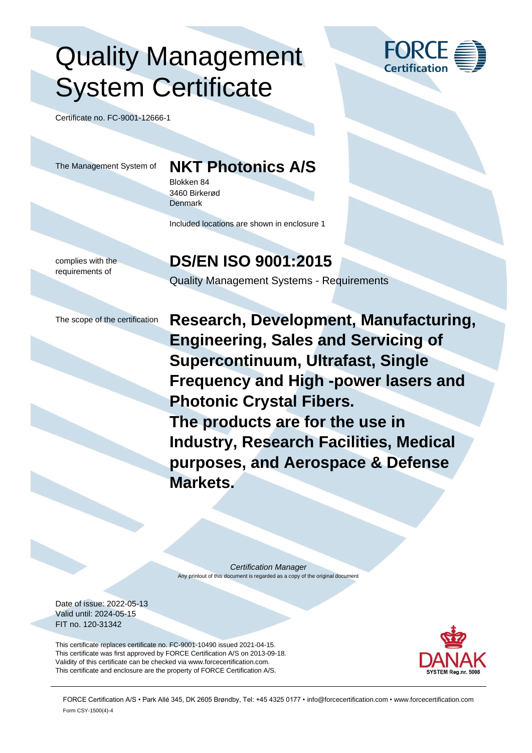# Quality Management System Certificate

FORCE Certification

Certificate no. FC-9001-12666-1

The Management System of

## NKT Photonics A/S

Blokken 84
3460 Birkerød
Denmark

Included locations are shown in enclosure 1

complies with the requirements of

## DS/EN ISO 9001:2015

Quality Management Systems - Requirements

The scope of the certification

**Research, Development, Manufacturing, Engineering, Sales and Servicing of Supercontinuum, Ultrafast, Single Frequency and High -power lasers and Photonic Crystal Fibers.**
**The products are for the use in Industry, Research Facilities, Medical purposes, and Aerospace & Defense Markets.**

*Certification Manager*
Any printout of this document is regarded as a copy of the original document

Date of issue: 2022-05-13
Valid until: 2024-05-15
FIT no. 120-31342

This certificate replaces certificate no. FC-9001-10490 issued 2021-04-15.
This certificate was first approved by FORCE Certification A/S on 2013-09-18.
Validity of this certificate can be checked via www.forcecertification.com.
This certificate and enclosure are the property of FORCE Certification A/S.

DANAK SYSTEM Reg.nr. 5008

FORCE Certification A/S • Park Allé 345, DK 2605 Brøndby, Tel: +45 4325 0177 • info@forcecertification.com • www.forcecertification.com
Form CSY-1500(4)-4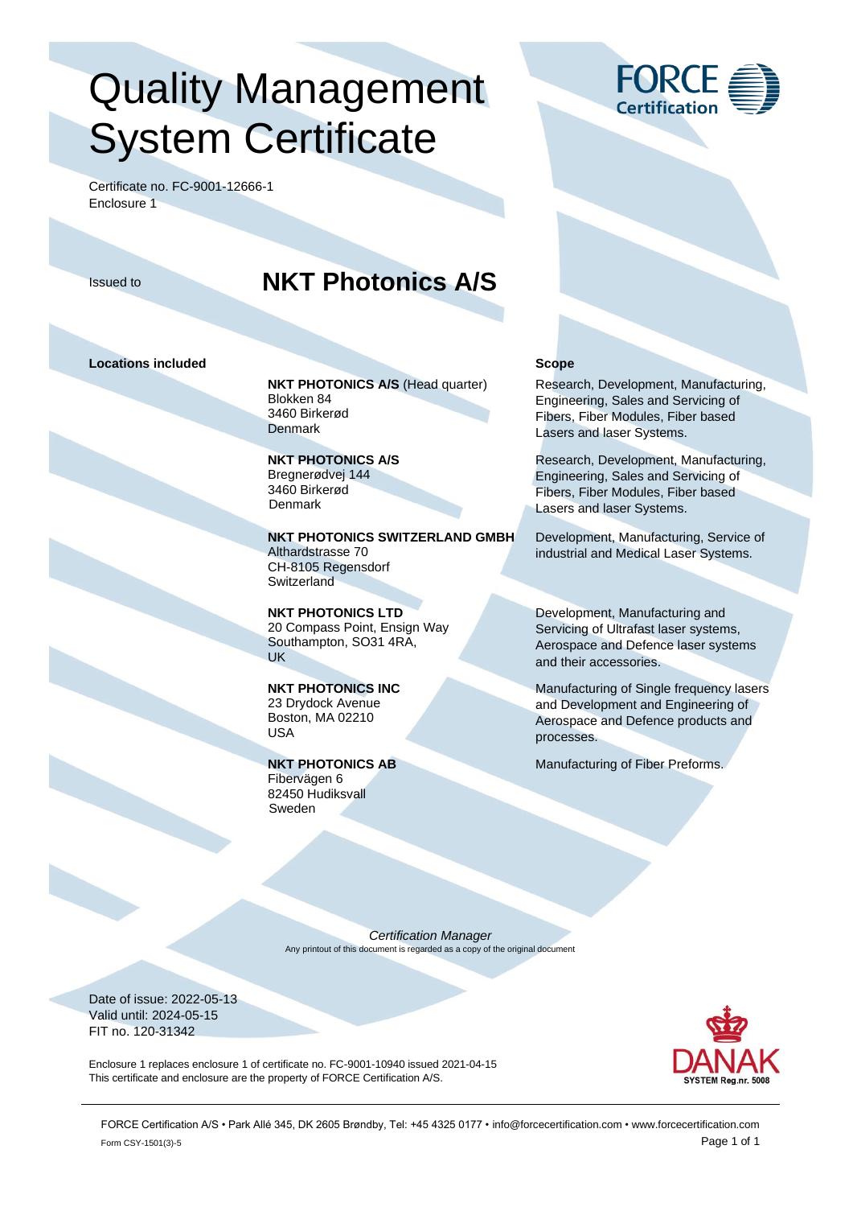# Quality Management System Certificate

Certificate no. FC-9001-12666-1
Enclosure 1

Issued to

## NKT Photonics A/S

| Locations included | Scope |
| --- | --- |
| **NKT PHOTONICS A/S** (Head quarter)<br>Blokken 84<br>3460 Birkerød<br>Denmark | Research, Development, Manufacturing, Engineering, Sales and Servicing of Fibers, Fiber Modules, Fiber based Lasers and laser Systems. |
| **NKT PHOTONICS A/S**<br>Bregnerødvej 144<br>3460 Birkerød<br>Denmark | Research, Development, Manufacturing, Engineering, Sales and Servicing of Fibers, Fiber Modules, Fiber based Lasers and laser Systems. |
| **NKT PHOTONICS SWITZERLAND GMBH**<br>Althardstrasse 70<br>CH-8105 Regensdorf<br>Switzerland | Development, Manufacturing, Service of industrial and Medical Laser Systems. |
| **NKT PHOTONICS LTD**<br>20 Compass Point, Ensign Way<br>Southampton, SO31 4RA,<br>UK | Development, Manufacturing and Servicing of Ultrafast laser systems, Aerospace and Defence laser systems and their accessories. |
| **NKT PHOTONICS INC**<br>23 Drydock Avenue<br>Boston, MA 02210<br>USA | Manufacturing of Single frequency lasers and Development and Engineering of Aerospace and Defence products and processes. |
| **NKT PHOTONICS AB**<br>Fibervägen 6<br>82450 Hudiksvall<br>Sweden | Manufacturing of Fiber Preforms. |

*Certification Manager*

Any printout of this document is regarded as a copy of the original document

Date of issue: 2022-05-13
Valid until: 2024-05-15
FIT no. 120-31342

Enclosure 1 replaces enclosure 1 of certificate no. FC-9001-10940 issued 2021-04-15
This certificate and enclosure are the property of FORCE Certification A/S.

DANAK SYSTEM Reg.nr. 5008

FORCE Certification A/S • Park Allé 345, DK 2605 Brøndby, Tel: +45 4325 0177 • info@forcecertification.com • www.forcecertification.com

Form CSY-1501(3)-5